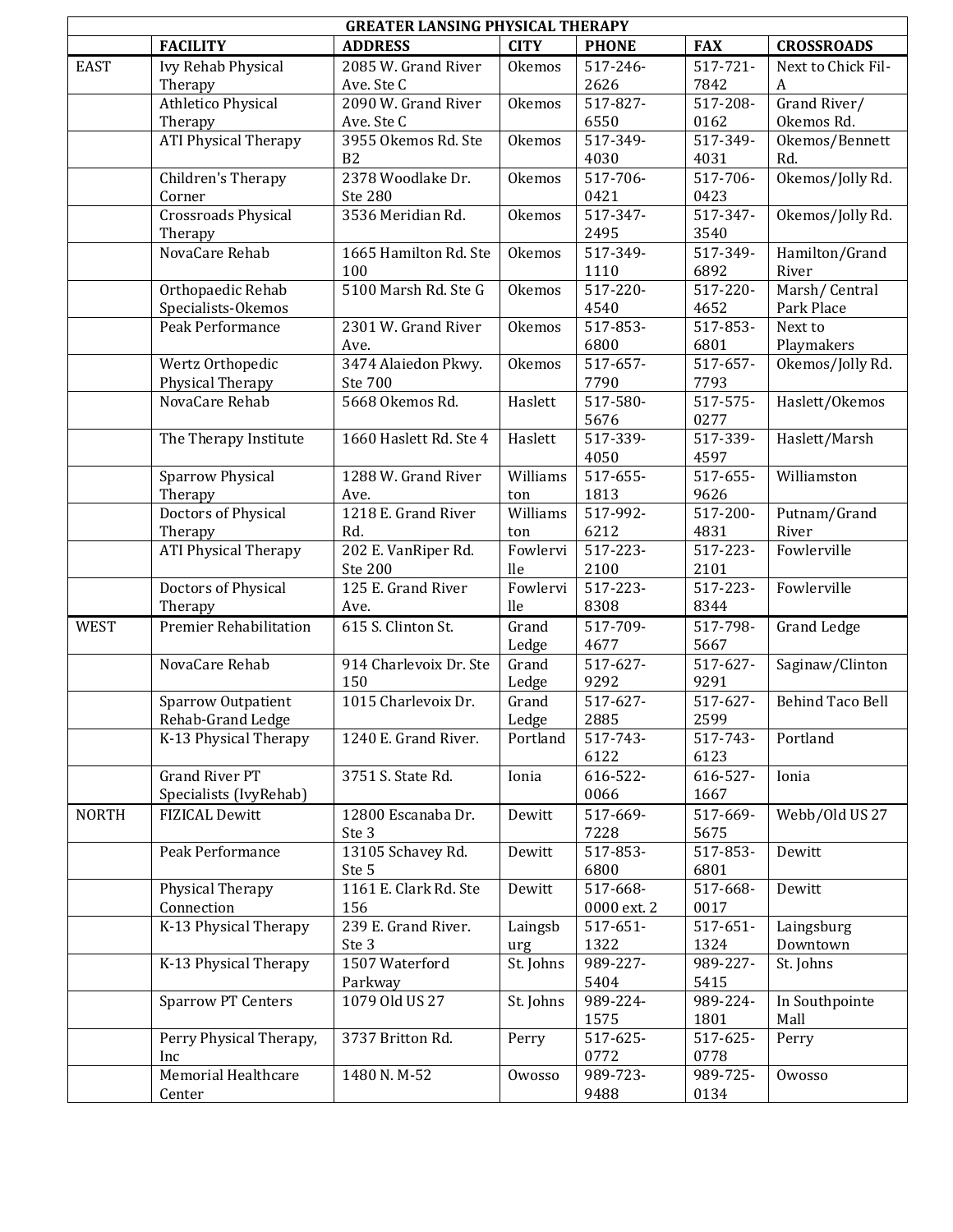# GREATER LANSING PHYSICAL THERAPY

| | FACILITY | ADDRESS | CITY | PHONE | FAX | CROSSROADS |
|---|---|---|---|---|---|---|
| EAST | Ivy Rehab Physical Therapy | 2085 W. Grand River Ave. Ste C | Okemos | 517-246-2626 | 517-721-7842 | Next to Chick Fil-A |
| | Athletico Physical Therapy | 2090 W. Grand River Ave. Ste C | Okemos | 517-827-6550 | 517-208-0162 | Grand River/ Okemos Rd. |
| | ATI Physical Therapy | 3955 Okemos Rd. Ste B2 | Okemos | 517-349-4030 | 517-349-4031 | Okemos/Bennett Rd. |
| | Children's Therapy Corner | 2378 Woodlake Dr. Ste 280 | Okemos | 517-706-0421 | 517-706-0423 | Okemos/Jolly Rd. |
| | Crossroads Physical Therapy | 3536 Meridian Rd. | Okemos | 517-347-2495 | 517-347-3540 | Okemos/Jolly Rd. |
| | NovaCare Rehab | 1665 Hamilton Rd. Ste 100 | Okemos | 517-349-1110 | 517-349-6892 | Hamilton/Grand River |
| | Orthopaedic Rehab Specialists-Okemos | 5100 Marsh Rd. Ste G | Okemos | 517-220-4540 | 517-220-4652 | Marsh/ Central Park Place |
| | Peak Performance | 2301 W. Grand River Ave. | Okemos | 517-853-6800 | 517-853-6801 | Next to Playmakers |
| | Wertz Orthopedic Physical Therapy | 3474 Alaiedon Pkwy. Ste 700 | Okemos | 517-657-7790 | 517-657-7793 | Okemos/Jolly Rd. |
| | NovaCare Rehab | 5668 Okemos Rd. | Haslett | 517-580-5676 | 517-575-0277 | Haslett/Okemos |
| | The Therapy Institute | 1660 Haslett Rd. Ste 4 | Haslett | 517-339-4050 | 517-339-4597 | Haslett/Marsh |
| | Sparrow Physical Therapy | 1288 W. Grand River Ave. | Williamston | 517-655-1813 | 517-655-9626 | Williamston |
| | Doctors of Physical Therapy | 1218 E. Grand River Rd. | Williamston | 517-992-6212 | 517-200-4831 | Putnam/Grand River |
| | ATI Physical Therapy | 202 E. VanRiper Rd. Ste 200 | Fowlerville | 517-223-2100 | 517-223-2101 | Fowlerville |
| | Doctors of Physical Therapy | 125 E. Grand River Ave. | Fowlerville | 517-223-8308 | 517-223-8344 | Fowlerville |
| WEST | Premier Rehabilitation | 615 S. Clinton St. | Grand Ledge | 517-709-4677 | 517-798-5667 | Grand Ledge |
| | NovaCare Rehab | 914 Charlevoix Dr. Ste 150 | Grand Ledge | 517-627-9292 | 517-627-9291 | Saginaw/Clinton |
| | Sparrow Outpatient Rehab-Grand Ledge | 1015 Charlevoix Dr. | Grand Ledge | 517-627-2885 | 517-627-2599 | Behind Taco Bell |
| | K-13 Physical Therapy | 1240 E. Grand River. | Portland | 517-743-6122 | 517-743-6123 | Portland |
| | Grand River PT Specialists (IvyRehab) | 3751 S. State Rd. | Ionia | 616-522-0066 | 616-527-1667 | Ionia |
| NORTH | FIZICAL Dewitt | 12800 Escanaba Dr. Ste 3 | Dewitt | 517-669-7228 | 517-669-5675 | Webb/Old US 27 |
| | Peak Performance | 13105 Schavey Rd. Ste 5 | Dewitt | 517-853-6800 | 517-853-6801 | Dewitt |
| | Physical Therapy Connection | 1161 E. Clark Rd. Ste 156 | Dewitt | 517-668-0000 ext. 2 | 517-668-0017 | Dewitt |
| | K-13 Physical Therapy | 239 E. Grand River. Ste 3 | Laingsburg | 517-651-1322 | 517-651-1324 | Laingsburg Downtown |
| | K-13 Physical Therapy | 1507 Waterford Parkway | St. Johns | 989-227-5404 | 989-227-5415 | St. Johns |
| | Sparrow PT Centers | 1079 Old US 27 | St. Johns | 989-224-1575 | 989-224-1801 | In Southpointe Mall |
| | Perry Physical Therapy, Inc | 3737 Britton Rd. | Perry | 517-625-0772 | 517-625-0778 | Perry |
| | Memorial Healthcare Center | 1480 N. M-52 | Owosso | 989-723-9488 | 989-725-0134 | Owosso |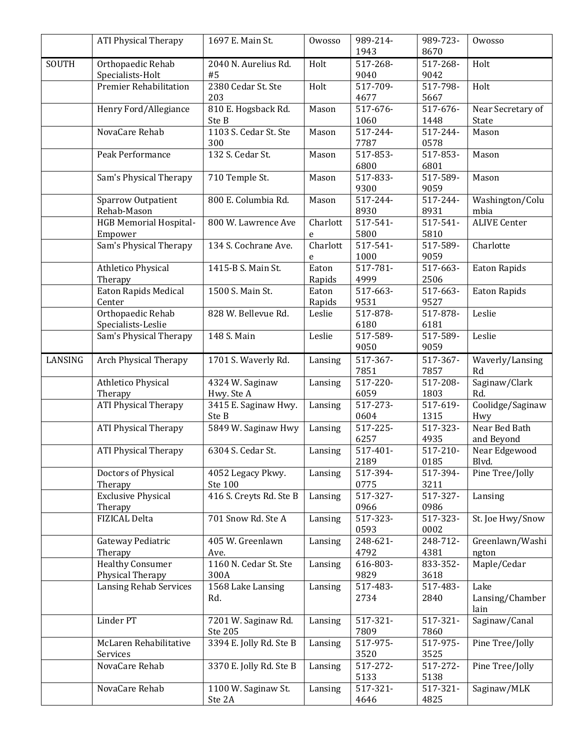| | | | | | | |
|---|---|---|---|---|---|---|
| | ATI Physical Therapy | 1697 E. Main St. | Owosso | 989-214-1943 | 989-723-8670 | Owosso |
| SOUTH | Orthopaedic Rehab Specialists-Holt | 2040 N. Aurelius Rd. #5 | Holt | 517-268-9040 | 517-268-9042 | Holt |
| | Premier Rehabilitation | 2380 Cedar St. Ste 203 | Holt | 517-709-4677 | 517-798-5667 | Holt |
| | Henry Ford/Allegiance | 810 E. Hogsback Rd. Ste B | Mason | 517-676-1060 | 517-676-1448 | Near Secretary of State |
| | NovaCare Rehab | 1103 S. Cedar St. Ste 300 | Mason | 517-244-7787 | 517-244-0578 | Mason |
| | Peak Performance | 132 S. Cedar St. | Mason | 517-853-6800 | 517-853-6801 | Mason |
| | Sam's Physical Therapy | 710 Temple St. | Mason | 517-833-9300 | 517-589-9059 | Mason |
| | Sparrow Outpatient Rehab-Mason | 800 E. Columbia Rd. | Mason | 517-244-8930 | 517-244-8931 | Washington/Columbia |
| | HGB Memorial Hospital-Empower | 800 W. Lawrence Ave | Charlotte | 517-541-5800 | 517-541-5810 | ALIVE Center |
| | Sam's Physical Therapy | 134 S. Cochrane Ave. | Charlotte | 517-541-1000 | 517-589-9059 | Charlotte |
| | Athletico Physical Therapy | 1415-B S. Main St. | Eaton Rapids | 517-781-4999 | 517-663-2506 | Eaton Rapids |
| | Eaton Rapids Medical Center | 1500 S. Main St. | Eaton Rapids | 517-663-9531 | 517-663-9527 | Eaton Rapids |
| | Orthopaedic Rehab Specialists-Leslie | 828 W. Bellevue Rd. | Leslie | 517-878-6180 | 517-878-6181 | Leslie |
| | Sam's Physical Therapy | 148 S. Main | Leslie | 517-589-9050 | 517-589-9059 | Leslie |
| LANSING | Arch Physical Therapy | 1701 S. Waverly Rd. | Lansing | 517-367-7851 | 517-367-7857 | Waverly/Lansing Rd |
| | Athletico Physical Therapy | 4324 W. Saginaw Hwy. Ste A | Lansing | 517-220-6059 | 517-208-1803 | Saginaw/Clark Rd. |
| | ATI Physical Therapy | 3415 E. Saginaw Hwy. Ste B | Lansing | 517-273-0604 | 517-619-1315 | Coolidge/Saginaw Hwy |
| | ATI Physical Therapy | 5849 W. Saginaw Hwy | Lansing | 517-225-6257 | 517-323-4935 | Near Bed Bath and Beyond |
| | ATI Physical Therapy | 6304 S. Cedar St. | Lansing | 517-401-2189 | 517-210-0185 | Near Edgewood Blvd. |
| | Doctors of Physical Therapy | 4052 Legacy Pkwy. Ste 100 | Lansing | 517-394-0775 | 517-394-3211 | Pine Tree/Jolly |
| | Exclusive Physical Therapy | 416 S. Creyts Rd. Ste B | Lansing | 517-327-0966 | 517-327-0986 | Lansing |
| | FIZICAL Delta | 701 Snow Rd. Ste A | Lansing | 517-323-0593 | 517-323-0002 | St. Joe Hwy/Snow |
| | Gateway Pediatric Therapy | 405 W. Greenlawn Ave. | Lansing | 248-621-4792 | 248-712-4381 | Greenlawn/Washington |
| | Healthy Consumer Physical Therapy | 1160 N. Cedar St. Ste 300A | Lansing | 616-803-9829 | 833-352-3618 | Maple/Cedar |
| | Lansing Rehab Services | 1568 Lake Lansing Rd. | Lansing | 517-483-2734 | 517-483-2840 | Lake Lansing/Chamberlain |
| | Linder PT | 7201 W. Saginaw Rd. Ste 205 | Lansing | 517-321-7809 | 517-321-7860 | Saginaw/Canal |
| | McLaren Rehabilitative Services | 3394 E. Jolly Rd. Ste B | Lansing | 517-975-3520 | 517-975-3525 | Pine Tree/Jolly |
| | NovaCare Rehab | 3370 E. Jolly Rd. Ste B | Lansing | 517-272-5133 | 517-272-5138 | Pine Tree/Jolly |
| | NovaCare Rehab | 1100 W. Saginaw St. Ste 2A | Lansing | 517-321-4646 | 517-321-4825 | Saginaw/MLK |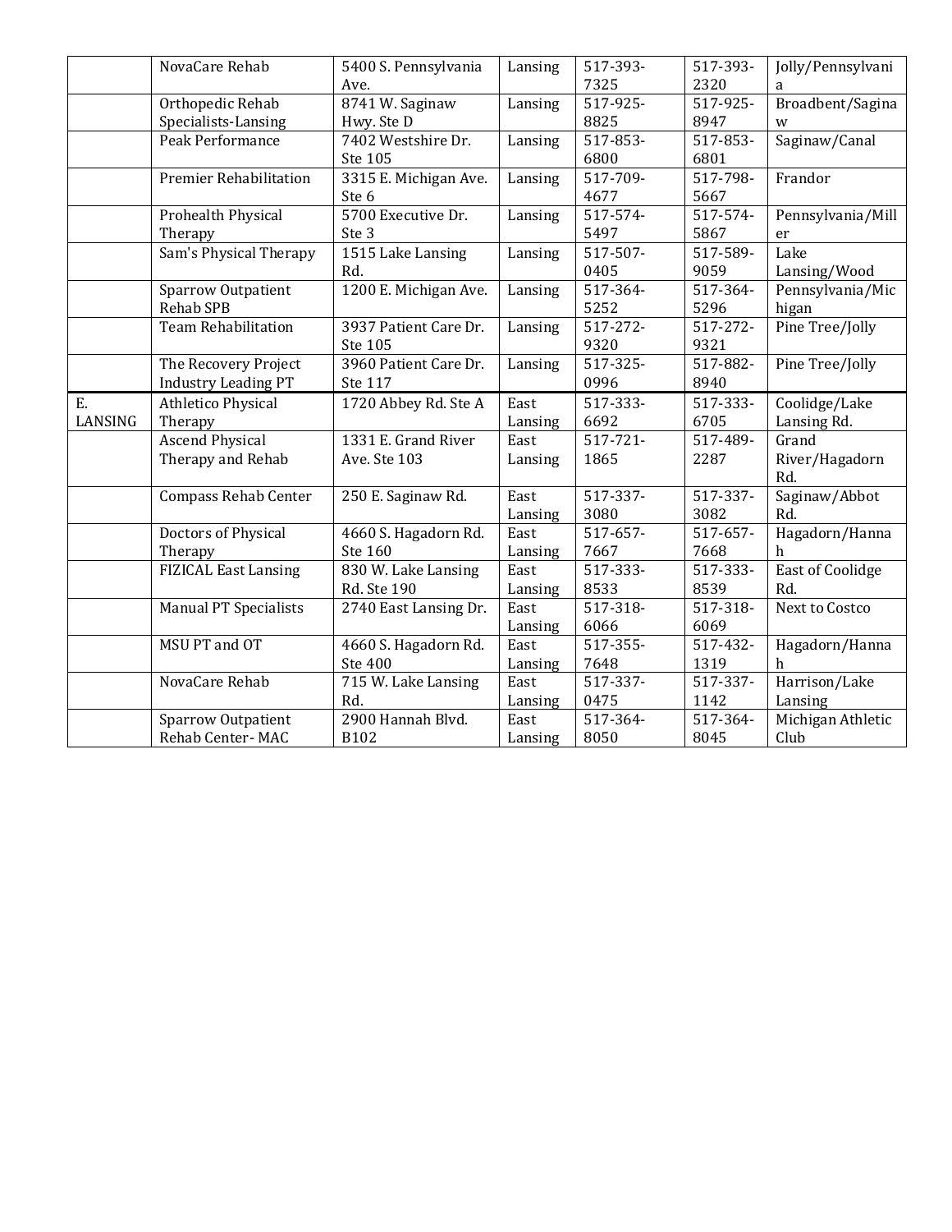| | | | | | | |
|---|---|---|---|---|---|---|
| | NovaCare Rehab | 5400 S. Pennsylvania Ave. | Lansing | 517-393-7325 | 517-393-2320 | Jolly/Pennsylvania |
| | Orthopedic Rehab Specialists-Lansing | 8741 W. Saginaw Hwy. Ste D | Lansing | 517-925-8825 | 517-925-8947 | Broadbent/Saginaw |
| | Peak Performance | 7402 Westshire Dr. Ste 105 | Lansing | 517-853-6800 | 517-853-6801 | Saginaw/Canal |
| | Premier Rehabilitation | 3315 E. Michigan Ave. Ste 6 | Lansing | 517-709-4677 | 517-798-5667 | Frandor |
| | Prohealth Physical Therapy | 5700 Executive Dr. Ste 3 | Lansing | 517-574-5497 | 517-574-5867 | Pennsylvania/Miller |
| | Sam's Physical Therapy | 1515 Lake Lansing Rd. | Lansing | 517-507-0405 | 517-589-9059 | Lake Lansing/Wood |
| | Sparrow Outpatient Rehab SPB | 1200 E. Michigan Ave. | Lansing | 517-364-5252 | 517-364-5296 | Pennsylvania/Michigan |
| | Team Rehabilitation | 3937 Patient Care Dr. Ste 105 | Lansing | 517-272-9320 | 517-272-9321 | Pine Tree/Jolly |
| | The Recovery Project Industry Leading PT | 3960 Patient Care Dr. Ste 117 | Lansing | 517-325-0996 | 517-882-8940 | Pine Tree/Jolly |
| E. LANSING | Athletico Physical Therapy | 1720 Abbey Rd. Ste A | East Lansing | 517-333-6692 | 517-333-6705 | Coolidge/Lake Lansing Rd. |
| | Ascend Physical Therapy and Rehab | 1331 E. Grand River Ave. Ste 103 | East Lansing | 517-721-1865 | 517-489-2287 | Grand River/Hagadorn Rd. |
| | Compass Rehab Center | 250 E. Saginaw Rd. | East Lansing | 517-337-3080 | 517-337-3082 | Saginaw/Abbot Rd. |
| | Doctors of Physical Therapy | 4660 S. Hagadorn Rd. Ste 160 | East Lansing | 517-657-7667 | 517-657-7668 | Hagadorn/Hannah |
| | FIZICAL East Lansing | 830 W. Lake Lansing Rd. Ste 190 | East Lansing | 517-333-8533 | 517-333-8539 | East of Coolidge Rd. |
| | Manual PT Specialists | 2740 East Lansing Dr. | East Lansing | 517-318-6066 | 517-318-6069 | Next to Costco |
| | MSU PT and OT | 4660 S. Hagadorn Rd. Ste 400 | East Lansing | 517-355-7648 | 517-432-1319 | Hagadorn/Hannah |
| | NovaCare Rehab | 715 W. Lake Lansing Rd. | East Lansing | 517-337-0475 | 517-337-1142 | Harrison/Lake Lansing |
| | Sparrow Outpatient Rehab Center- MAC | 2900 Hannah Blvd. B102 | East Lansing | 517-364-8050 | 517-364-8045 | Michigan Athletic Club |